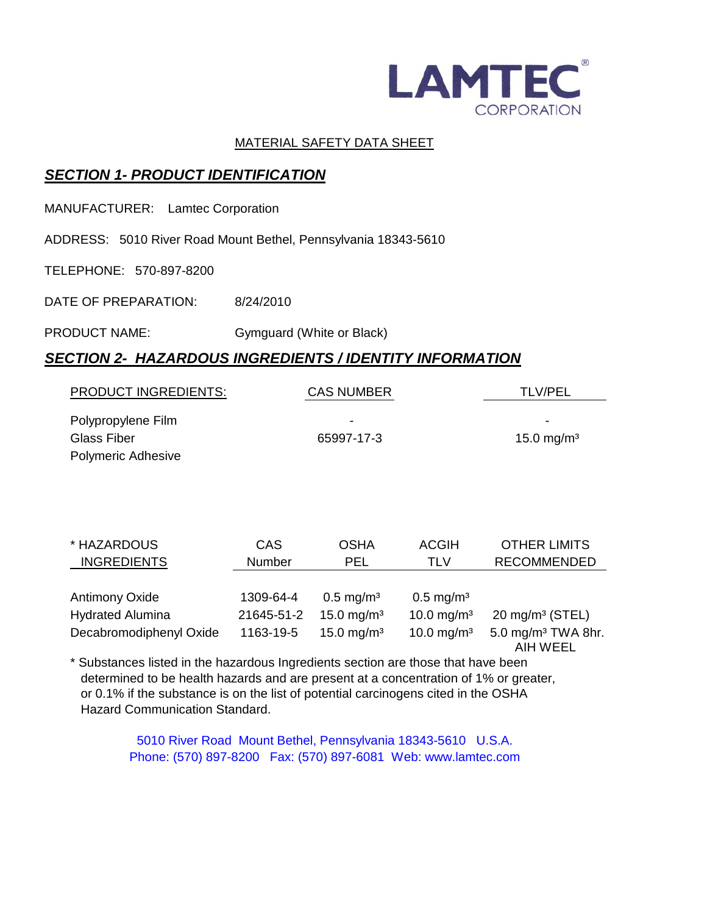LAMTEC® CORPORATION

MATERIAL SAFETY DATA SHEET

## ***SECTION 1- PRODUCT IDENTIFICATION***

MANUFACTURER: Lamtec Corporation

ADDRESS: 5010 River Road Mount Bethel, Pennsylvania 18343-5610

TELEPHONE: 570-897-8200

DATE OF PREPARATION: 8/24/2010

PRODUCT NAME: Gymguard (White or Black)

## ***SECTION 2- HAZARDOUS INGREDIENTS / IDENTITY INFORMATION***

| PRODUCT INGREDIENTS: | CAS NUMBER | TLV/PEL |
|---|---|---|
| Polypropylene Film | - | - |
| Glass Fiber | 65997-17-3 | 15.0 mg/m³ |
| Polymeric Adhesive | | |

| * HAZARDOUS INGREDIENTS | CAS Number | OSHA PEL | ACGIH TLV | OTHER LIMITS RECOMMENDED |
|---|---|---|---|---|
| Antimony Oxide | 1309-64-4 | 0.5 mg/m³ | 0.5 mg/m³ | |
| Hydrated Alumina | 21645-51-2 | 15.0 mg/m³ | 10.0 mg/m³ | 20 mg/m³ (STEL) |
| Decabromodiphenyl Oxide | 1163-19-5 | 15.0 mg/m³ | 10.0 mg/m³ | 5.0 mg/m³ TWA 8hr. AIH WEEL |

* Substances listed in the hazardous Ingredients section are those that have been determined to be health hazards and are present at a concentration of 1% or greater, or 0.1% if the substance is on the list of potential carcinogens cited in the OSHA Hazard Communication Standard.

5010 River Road Mount Bethel, Pennsylvania 18343-5610 U.S.A.
Phone: (570) 897-8200 Fax: (570) 897-6081 Web: www.lamtec.com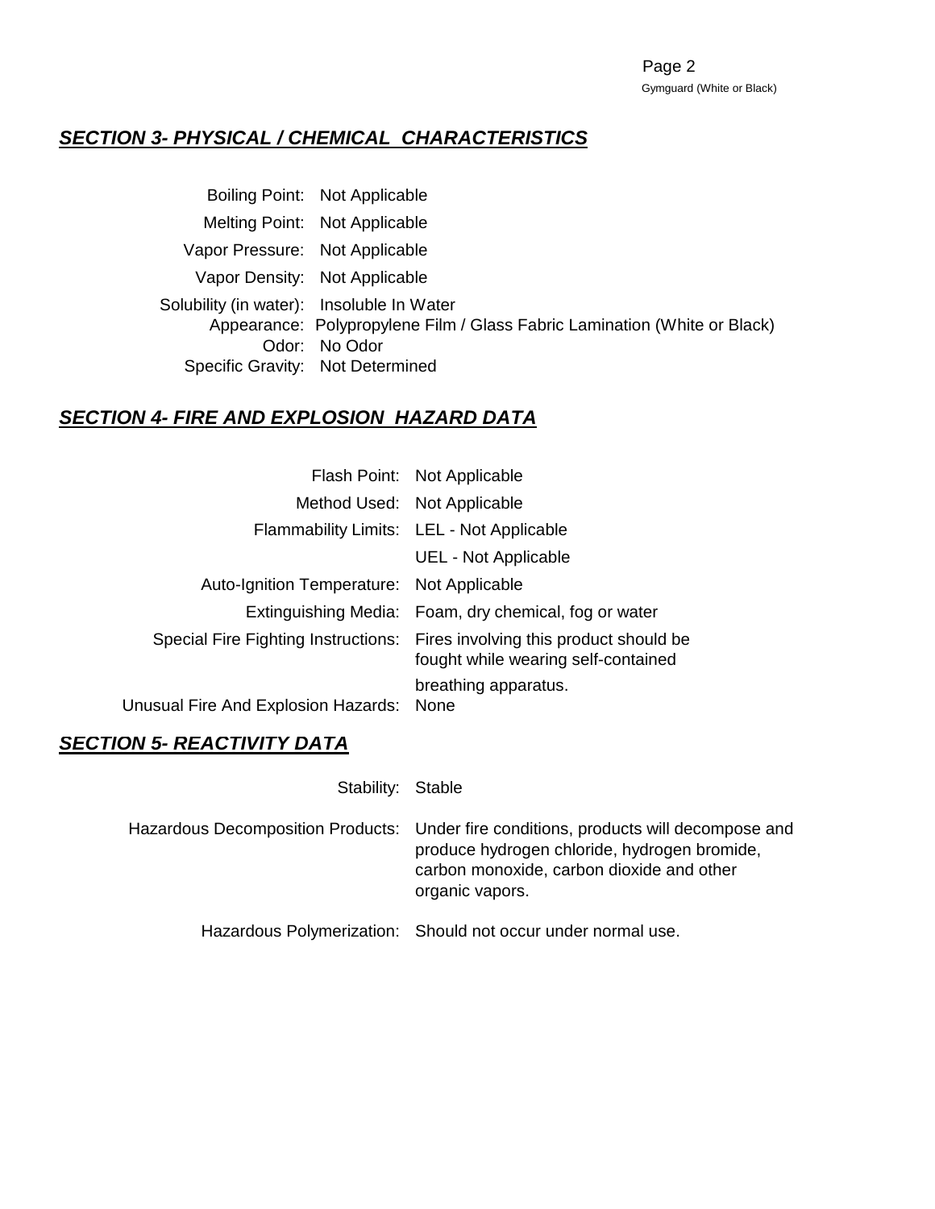## ***SECTION 3- PHYSICAL / CHEMICAL CHARACTERISTICS***

| | |
|---|---|
| Boiling Point: | Not Applicable |
| Melting Point: | Not Applicable |
| Vapor Pressure: | Not Applicable |
| Vapor Density: | Not Applicable |
| Solubility (in water): | Insoluble In Water |
| Appearance: | Polypropylene Film / Glass Fabric Lamination (White or Black) |
| Odor: | No Odor |
| Specific Gravity: | Not Determined |

## ***SECTION 4- FIRE AND EXPLOSION HAZARD DATA***

| | |
|---|---|
| Flash Point: | Not Applicable |
| Method Used: | Not Applicable |
| Flammability Limits: | LEL - Not Applicable |
| | UEL - Not Applicable |
| Auto-Ignition Temperature: | Not Applicable |
| Extinguishing Media: | Foam, dry chemical, fog or water |
| Special Fire Fighting Instructions: | Fires involving this product should be fought while wearing self-contained breathing apparatus. |
| Unusual Fire And Explosion Hazards: | None |

## ***SECTION 5- REACTIVITY DATA***

| | |
|---|---|
| Stability: | Stable |
| Hazardous Decomposition Products: | Under fire conditions, products will decompose and produce hydrogen chloride, hydrogen bromide, carbon monoxide, carbon dioxide and other organic vapors. |
| Hazardous Polymerization: | Should not occur under normal use. |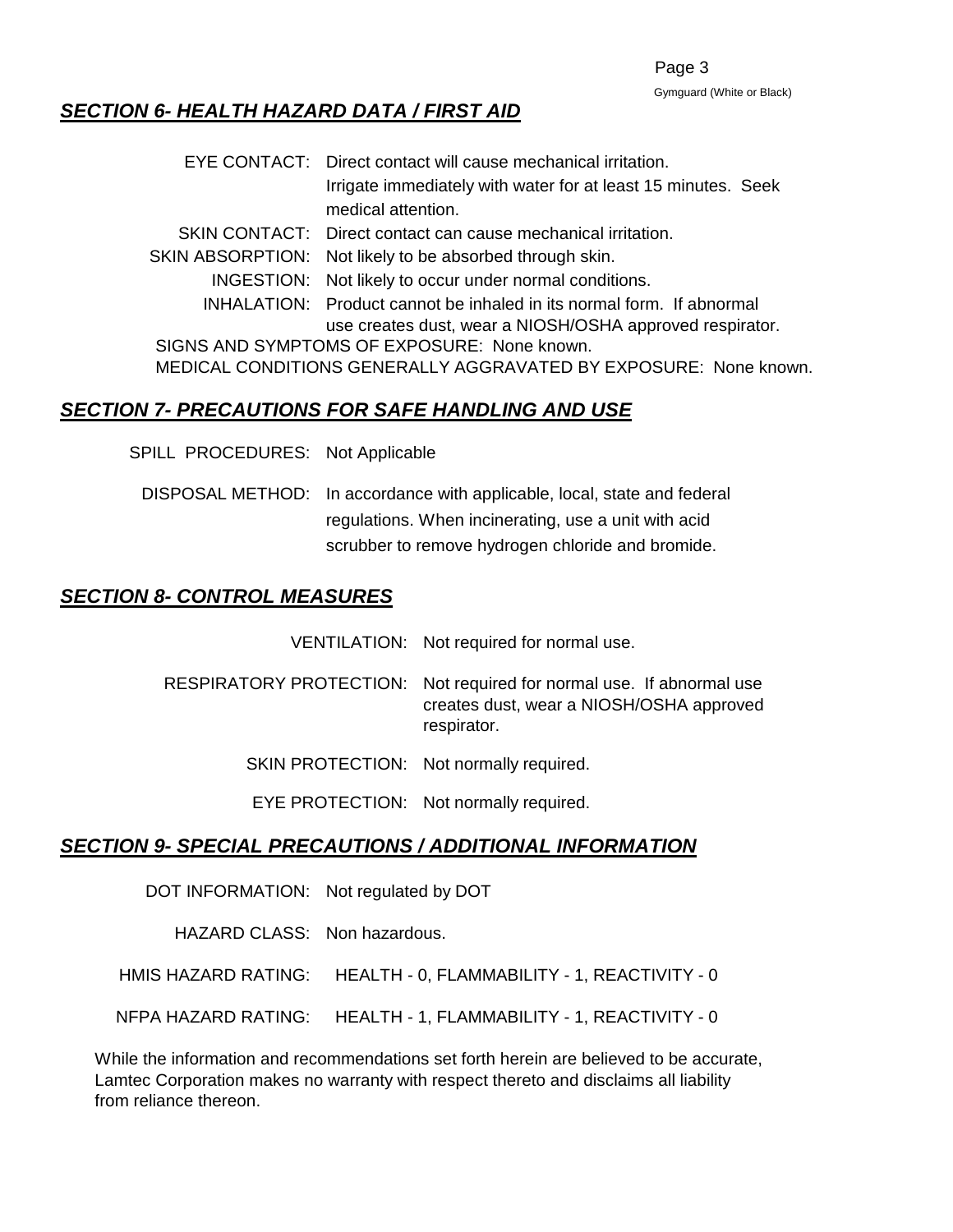## *SECTION 6- HEALTH HAZARD DATA / FIRST AID*

EYE CONTACT: Direct contact will cause mechanical irritation. Irrigate immediately with water for at least 15 minutes. Seek medical attention.

SKIN CONTACT: Direct contact can cause mechanical irritation.

SKIN ABSORPTION: Not likely to be absorbed through skin.

INGESTION: Not likely to occur under normal conditions.

INHALATION: Product cannot be inhaled in its normal form. If abnormal use creates dust, wear a NIOSH/OSHA approved respirator.

SIGNS AND SYMPTOMS OF EXPOSURE: None known.

MEDICAL CONDITIONS GENERALLY AGGRAVATED BY EXPOSURE: None known.

## *SECTION 7- PRECAUTIONS FOR SAFE HANDLING AND USE*

SPILL PROCEDURES: Not Applicable

DISPOSAL METHOD: In accordance with applicable, local, state and federal regulations. When incinerating, use a unit with acid scrubber to remove hydrogen chloride and bromide.

## *SECTION 8- CONTROL MEASURES*

VENTILATION: Not required for normal use.

RESPIRATORY PROTECTION: Not required for normal use. If abnormal use creates dust, wear a NIOSH/OSHA approved respirator.

SKIN PROTECTION: Not normally required.

EYE PROTECTION: Not normally required.

## *SECTION 9- SPECIAL PRECAUTIONS / ADDITIONAL INFORMATION*

DOT INFORMATION: Not regulated by DOT

HAZARD CLASS: Non hazardous.

HMIS HAZARD RATING: HEALTH - 0, FLAMMABILITY - 1, REACTIVITY - 0

NFPA HAZARD RATING: HEALTH - 1, FLAMMABILITY - 1, REACTIVITY - 0

While the information and recommendations set forth herein are believed to be accurate, Lamtec Corporation makes no warranty with respect thereto and disclaims all liability from reliance thereon.